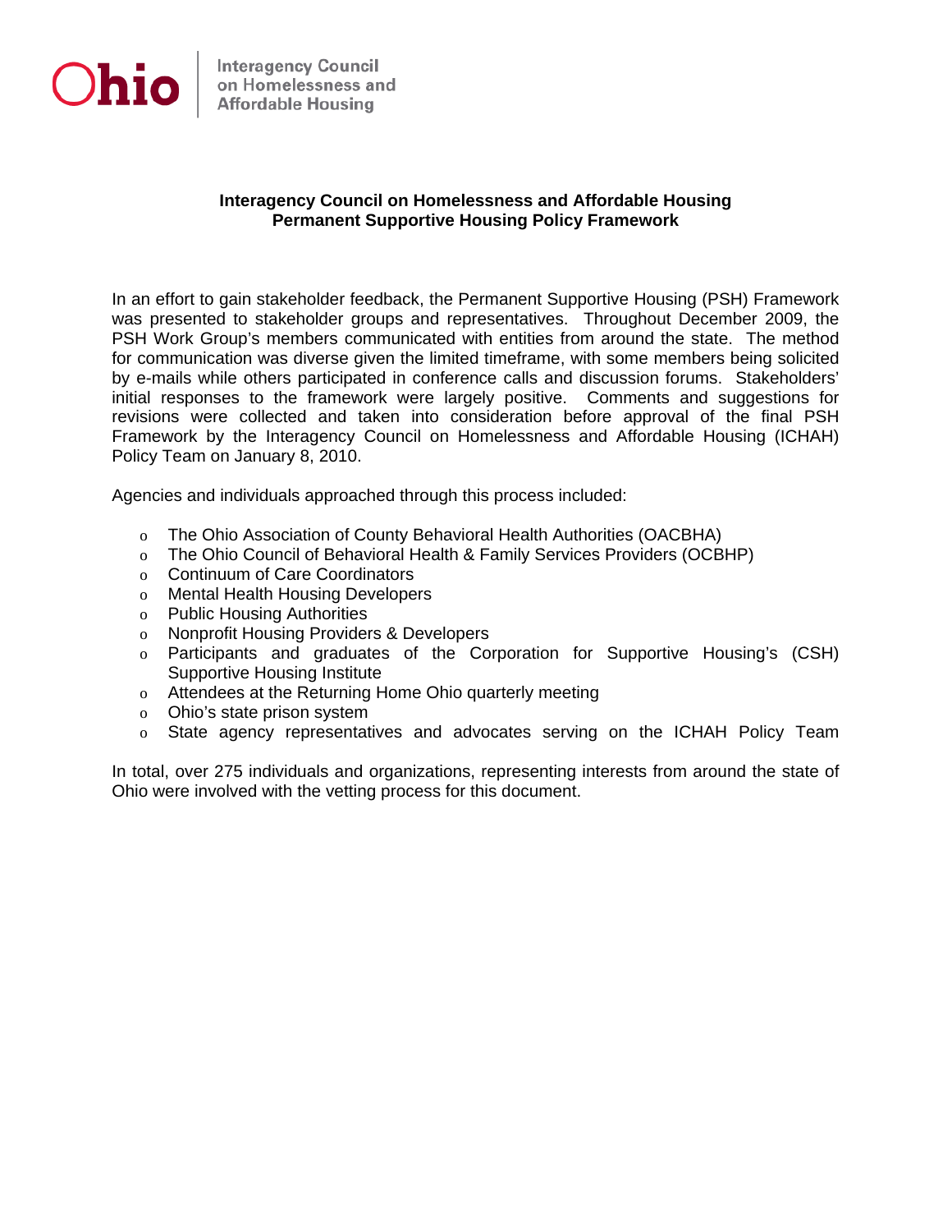Ohio | Interagency Council on Homelessness and Affordable Housing

## Interagency Council on Homelessness and Affordable Housing
## Permanent Supportive Housing Policy Framework

In an effort to gain stakeholder feedback, the Permanent Supportive Housing (PSH) Framework was presented to stakeholder groups and representatives. Throughout December 2009, the PSH Work Group's members communicated with entities from around the state. The method for communication was diverse given the limited timeframe, with some members being solicited by e-mails while others participated in conference calls and discussion forums. Stakeholders' initial responses to the framework were largely positive. Comments and suggestions for revisions were collected and taken into consideration before approval of the final PSH Framework by the Interagency Council on Homelessness and Affordable Housing (ICHAH) Policy Team on January 8, 2010.

Agencies and individuals approached through this process included:

- The Ohio Association of County Behavioral Health Authorities (OACBHA)
- The Ohio Council of Behavioral Health & Family Services Providers (OCBHP)
- Continuum of Care Coordinators
- Mental Health Housing Developers
- Public Housing Authorities
- Nonprofit Housing Providers & Developers
- Participants and graduates of the Corporation for Supportive Housing's (CSH) Supportive Housing Institute
- Attendees at the Returning Home Ohio quarterly meeting
- Ohio's state prison system
- State agency representatives and advocates serving on the ICHAH Policy Team

In total, over 275 individuals and organizations, representing interests from around the state of Ohio were involved with the vetting process for this document.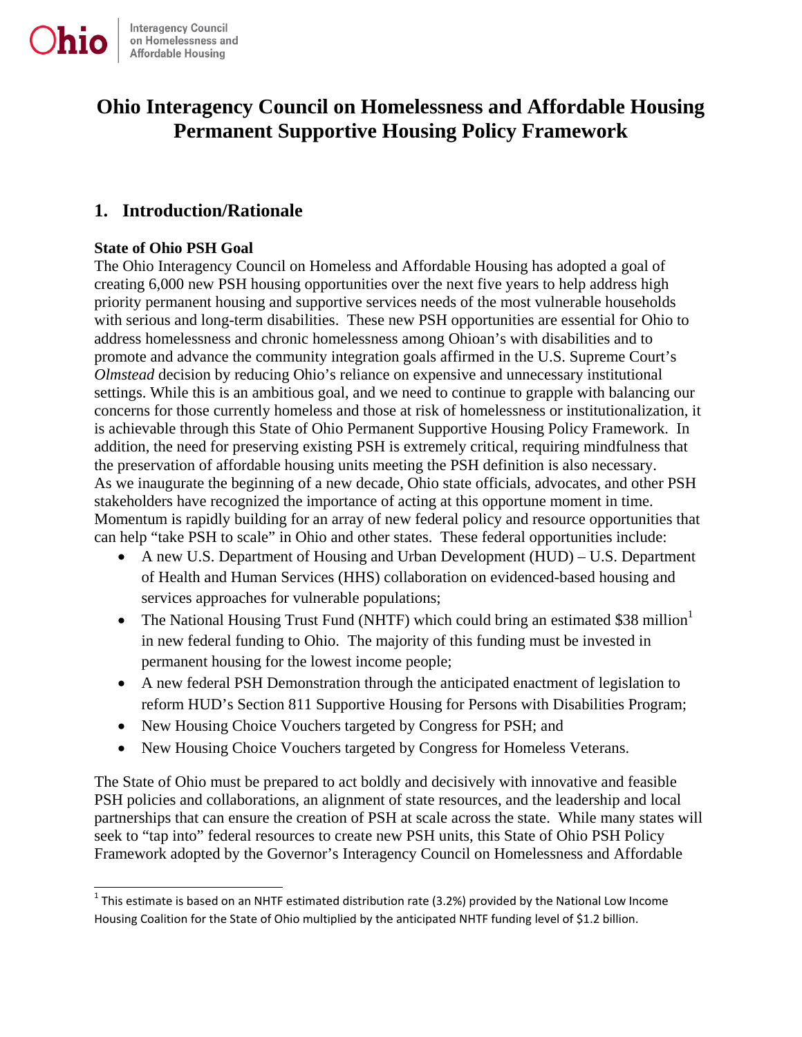# Ohio Interagency Council on Homelessness and Affordable Housing Permanent Supportive Housing Policy Framework

## 1. Introduction/Rationale

**State of Ohio PSH Goal**

The Ohio Interagency Council on Homeless and Affordable Housing has adopted a goal of creating 6,000 new PSH housing opportunities over the next five years to help address high priority permanent housing and supportive services needs of the most vulnerable households with serious and long-term disabilities. These new PSH opportunities are essential for Ohio to address homelessness and chronic homelessness among Ohioan's with disabilities and to promote and advance the community integration goals affirmed in the U.S. Supreme Court's *Olmstead* decision by reducing Ohio's reliance on expensive and unnecessary institutional settings. While this is an ambitious goal, and we need to continue to grapple with balancing our concerns for those currently homeless and those at risk of homelessness or institutionalization, it is achievable through this State of Ohio Permanent Supportive Housing Policy Framework. In addition, the need for preserving existing PSH is extremely critical, requiring mindfulness that the preservation of affordable housing units meeting the PSH definition is also necessary.

As we inaugurate the beginning of a new decade, Ohio state officials, advocates, and other PSH stakeholders have recognized the importance of acting at this opportune moment in time. Momentum is rapidly building for an array of new federal policy and resource opportunities that can help "take PSH to scale" in Ohio and other states. These federal opportunities include:

- A new U.S. Department of Housing and Urban Development (HUD) – U.S. Department of Health and Human Services (HHS) collaboration on evidenced-based housing and services approaches for vulnerable populations;
- The National Housing Trust Fund (NHTF) which could bring an estimated $38 million[1] in new federal funding to Ohio. The majority of this funding must be invested in permanent housing for the lowest income people;
- A new federal PSH Demonstration through the anticipated enactment of legislation to reform HUD's Section 811 Supportive Housing for Persons with Disabilities Program;
- New Housing Choice Vouchers targeted by Congress for PSH; and
- New Housing Choice Vouchers targeted by Congress for Homeless Veterans.

The State of Ohio must be prepared to act boldly and decisively with innovative and feasible PSH policies and collaborations, an alignment of state resources, and the leadership and local partnerships that can ensure the creation of PSH at scale across the state. While many states will seek to "tap into" federal resources to create new PSH units, this State of Ohio PSH Policy Framework adopted by the Governor's Interagency Council on Homelessness and Affordable

[1] This estimate is based on an NHTF estimated distribution rate (3.2%) provided by the National Low Income Housing Coalition for the State of Ohio multiplied by the anticipated NHTF funding level of $1.2 billion.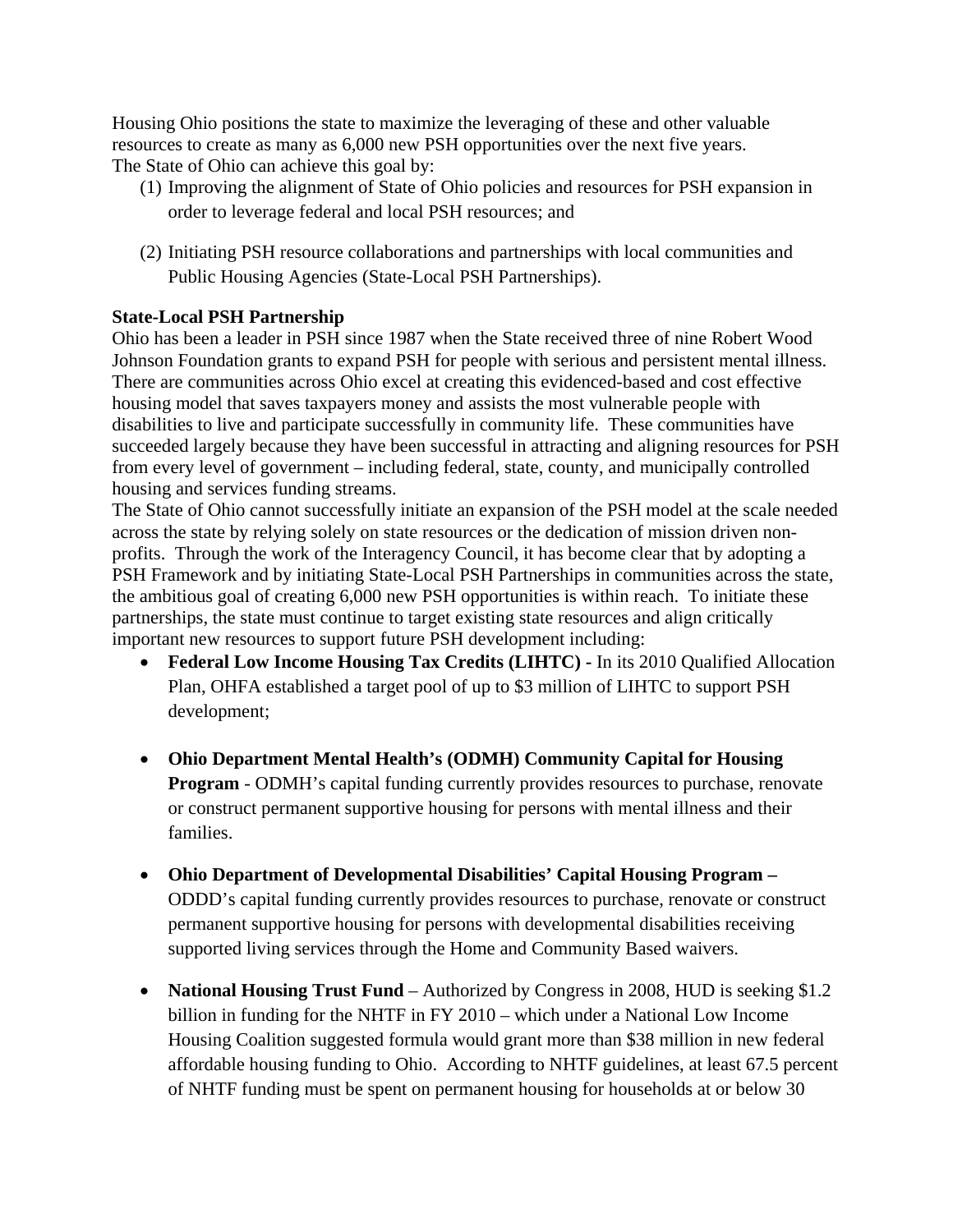Housing Ohio positions the state to maximize the leveraging of these and other valuable resources to create as many as 6,000 new PSH opportunities over the next five years. The State of Ohio can achieve this goal by:

(1) Improving the alignment of State of Ohio policies and resources for PSH expansion in order to leverage federal and local PSH resources; and

(2) Initiating PSH resource collaborations and partnerships with local communities and Public Housing Agencies (State-Local PSH Partnerships).

**State-Local PSH Partnership**

Ohio has been a leader in PSH since 1987 when the State received three of nine Robert Wood Johnson Foundation grants to expand PSH for people with serious and persistent mental illness. There are communities across Ohio excel at creating this evidenced-based and cost effective housing model that saves taxpayers money and assists the most vulnerable people with disabilities to live and participate successfully in community life. These communities have succeeded largely because they have been successful in attracting and aligning resources for PSH from every level of government – including federal, state, county, and municipally controlled housing and services funding streams.

The State of Ohio cannot successfully initiate an expansion of the PSH model at the scale needed across the state by relying solely on state resources or the dedication of mission driven non-profits. Through the work of the Interagency Council, it has become clear that by adopting a PSH Framework and by initiating State-Local PSH Partnerships in communities across the state, the ambitious goal of creating 6,000 new PSH opportunities is within reach. To initiate these partnerships, the state must continue to target existing state resources and align critically important new resources to support future PSH development including:

- **Federal Low Income Housing Tax Credits (LIHTC) -** In its 2010 Qualified Allocation Plan, OHFA established a target pool of up to $3 million of LIHTC to support PSH development;

- **Ohio Department Mental Health's (ODMH) Community Capital for Housing Program** - ODMH's capital funding currently provides resources to purchase, renovate or construct permanent supportive housing for persons with mental illness and their families.

- **Ohio Department of Developmental Disabilities' Capital Housing Program –** ODDD's capital funding currently provides resources to purchase, renovate or construct permanent supportive housing for persons with developmental disabilities receiving supported living services through the Home and Community Based waivers.

- **National Housing Trust Fund** – Authorized by Congress in 2008, HUD is seeking $1.2 billion in funding for the NHTF in FY 2010 – which under a National Low Income Housing Coalition suggested formula would grant more than $38 million in new federal affordable housing funding to Ohio. According to NHTF guidelines, at least 67.5 percent of NHTF funding must be spent on permanent housing for households at or below 30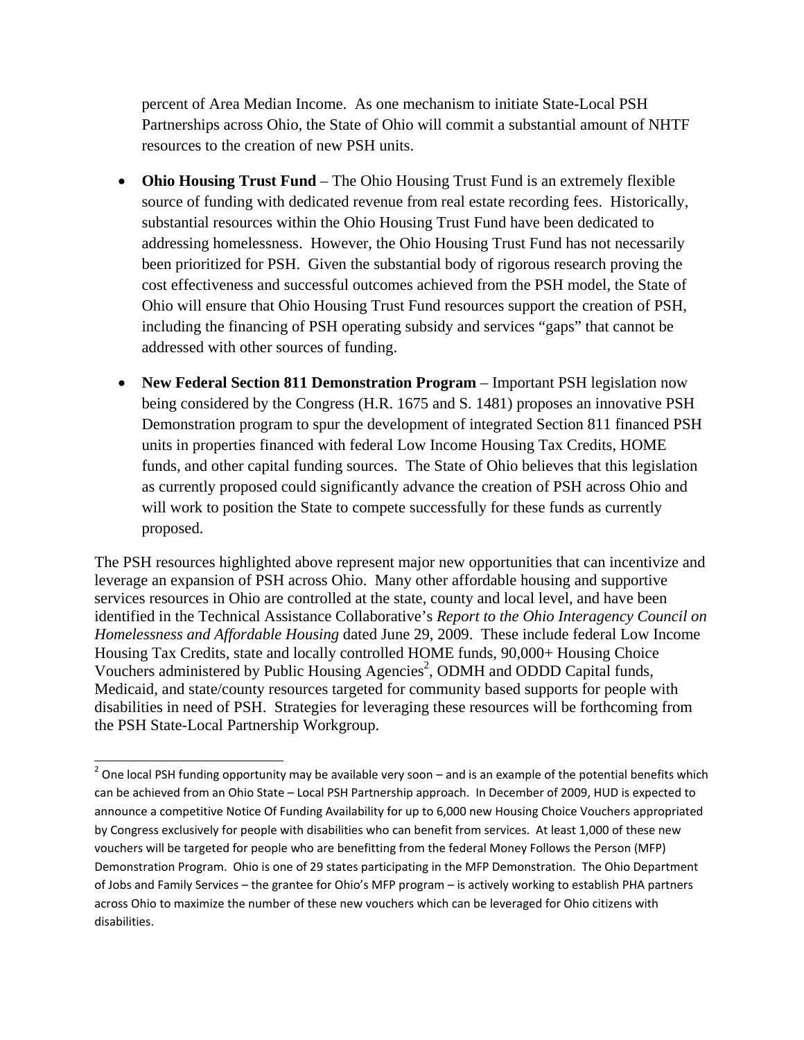percent of Area Median Income. As one mechanism to initiate State-Local PSH Partnerships across Ohio, the State of Ohio will commit a substantial amount of NHTF resources to the creation of new PSH units.

- **Ohio Housing Trust Fund** – The Ohio Housing Trust Fund is an extremely flexible source of funding with dedicated revenue from real estate recording fees. Historically, substantial resources within the Ohio Housing Trust Fund have been dedicated to addressing homelessness. However, the Ohio Housing Trust Fund has not necessarily been prioritized for PSH. Given the substantial body of rigorous research proving the cost effectiveness and successful outcomes achieved from the PSH model, the State of Ohio will ensure that Ohio Housing Trust Fund resources support the creation of PSH, including the financing of PSH operating subsidy and services "gaps" that cannot be addressed with other sources of funding.

- **New Federal Section 811 Demonstration Program** – Important PSH legislation now being considered by the Congress (H.R. 1675 and S. 1481) proposes an innovative PSH Demonstration program to spur the development of integrated Section 811 financed PSH units in properties financed with federal Low Income Housing Tax Credits, HOME funds, and other capital funding sources. The State of Ohio believes that this legislation as currently proposed could significantly advance the creation of PSH across Ohio and will work to position the State to compete successfully for these funds as currently proposed.

The PSH resources highlighted above represent major new opportunities that can incentivize and leverage an expansion of PSH across Ohio. Many other affordable housing and supportive services resources in Ohio are controlled at the state, county and local level, and have been identified in the Technical Assistance Collaborative's *Report to the Ohio Interagency Council on Homelessness and Affordable Housing* dated June 29, 2009. These include federal Low Income Housing Tax Credits, state and locally controlled HOME funds, 90,000+ Housing Choice Vouchers administered by Public Housing Agencies[2], ODMH and ODDD Capital funds, Medicaid, and state/county resources targeted for community based supports for people with disabilities in need of PSH. Strategies for leveraging these resources will be forthcoming from the PSH State-Local Partnership Workgroup.

[2] One local PSH funding opportunity may be available very soon – and is an example of the potential benefits which can be achieved from an Ohio State – Local PSH Partnership approach. In December of 2009, HUD is expected to announce a competitive Notice Of Funding Availability for up to 6,000 new Housing Choice Vouchers appropriated by Congress exclusively for people with disabilities who can benefit from services. At least 1,000 of these new vouchers will be targeted for people who are benefitting from the federal Money Follows the Person (MFP) Demonstration Program. Ohio is one of 29 states participating in the MFP Demonstration. The Ohio Department of Jobs and Family Services – the grantee for Ohio's MFP program – is actively working to establish PHA partners across Ohio to maximize the number of these new vouchers which can be leveraged for Ohio citizens with disabilities.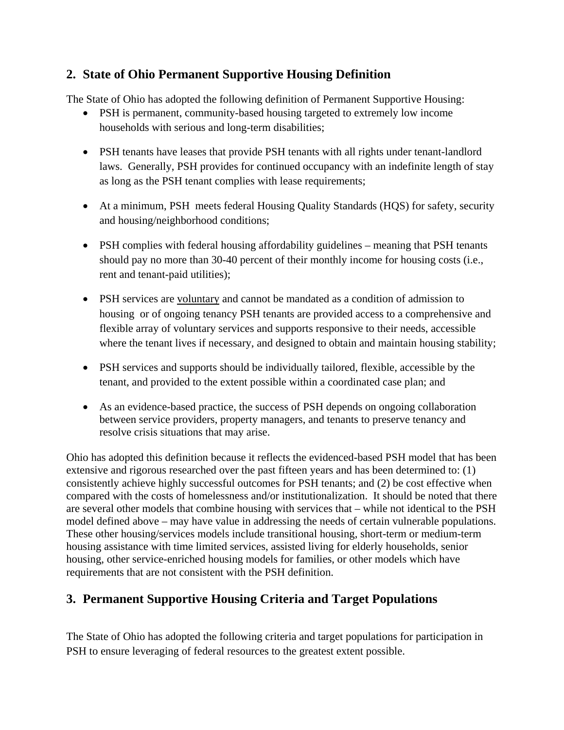## 2. State of Ohio Permanent Supportive Housing Definition

The State of Ohio has adopted the following definition of Permanent Supportive Housing:

- PSH is permanent, community-based housing targeted to extremely low income households with serious and long-term disabilities;
- PSH tenants have leases that provide PSH tenants with all rights under tenant-landlord laws. Generally, PSH provides for continued occupancy with an indefinite length of stay as long as the PSH tenant complies with lease requirements;
- At a minimum, PSH meets federal Housing Quality Standards (HQS) for safety, security and housing/neighborhood conditions;
- PSH complies with federal housing affordability guidelines – meaning that PSH tenants should pay no more than 30-40 percent of their monthly income for housing costs (i.e., rent and tenant-paid utilities);
- PSH services are <u>voluntary</u> and cannot be mandated as a condition of admission to housing or of ongoing tenancy PSH tenants are provided access to a comprehensive and flexible array of voluntary services and supports responsive to their needs, accessible where the tenant lives if necessary, and designed to obtain and maintain housing stability;
- PSH services and supports should be individually tailored, flexible, accessible by the tenant, and provided to the extent possible within a coordinated case plan; and
- As an evidence-based practice, the success of PSH depends on ongoing collaboration between service providers, property managers, and tenants to preserve tenancy and resolve crisis situations that may arise.

Ohio has adopted this definition because it reflects the evidenced-based PSH model that has been extensive and rigorous researched over the past fifteen years and has been determined to: (1) consistently achieve highly successful outcomes for PSH tenants; and (2) be cost effective when compared with the costs of homelessness and/or institutionalization. It should be noted that there are several other models that combine housing with services that – while not identical to the PSH model defined above – may have value in addressing the needs of certain vulnerable populations. These other housing/services models include transitional housing, short-term or medium-term housing assistance with time limited services, assisted living for elderly households, senior housing, other service-enriched housing models for families, or other models which have requirements that are not consistent with the PSH definition.

## 3. Permanent Supportive Housing Criteria and Target Populations

The State of Ohio has adopted the following criteria and target populations for participation in PSH to ensure leveraging of federal resources to the greatest extent possible.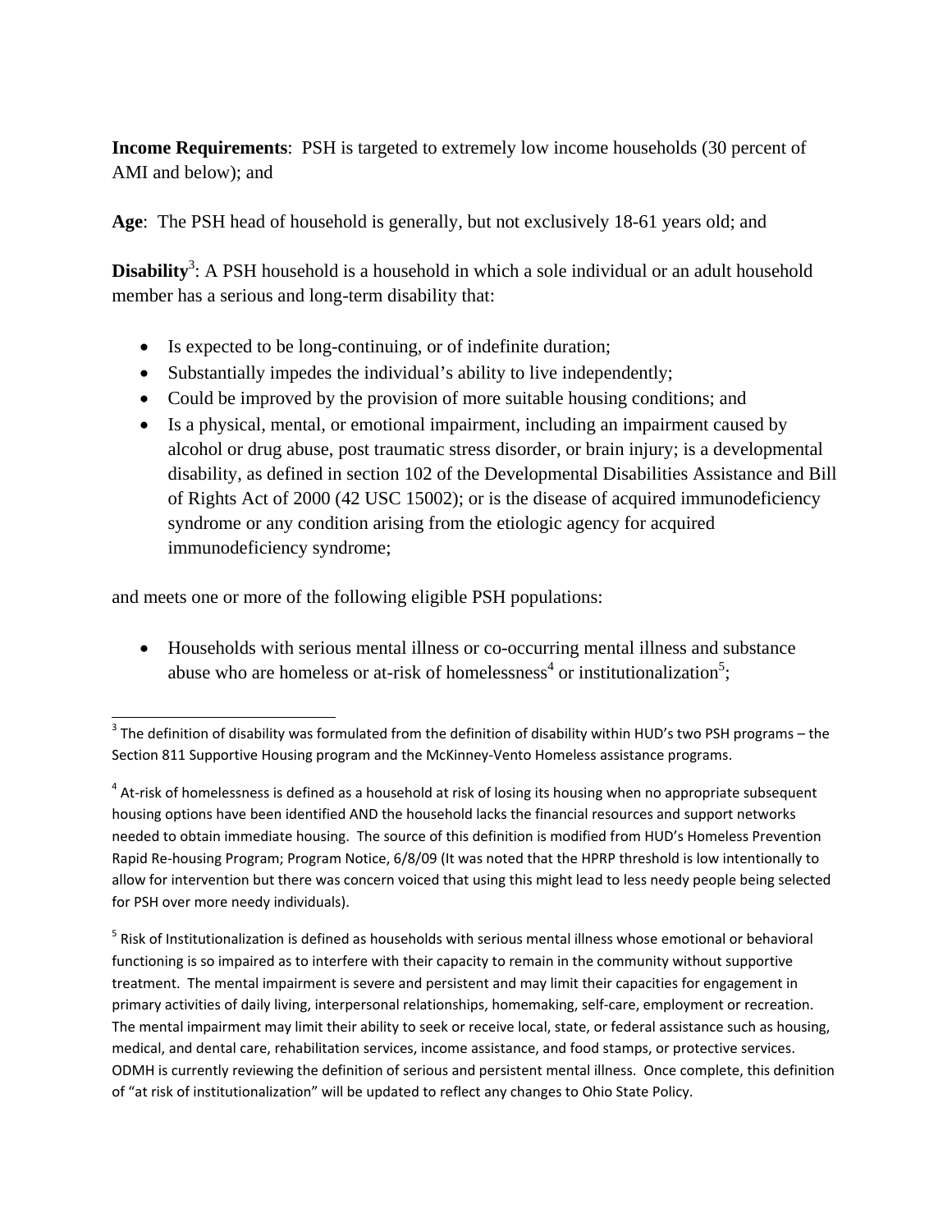**Income Requirements**: PSH is targeted to extremely low income households (30 percent of AMI and below); and

**Age**: The PSH head of household is generally, but not exclusively 18-61 years old; and

**Disability**[3]: A PSH household is a household in which a sole individual or an adult household member has a serious and long-term disability that:

- Is expected to be long-continuing, or of indefinite duration;
- Substantially impedes the individual's ability to live independently;
- Could be improved by the provision of more suitable housing conditions; and
- Is a physical, mental, or emotional impairment, including an impairment caused by alcohol or drug abuse, post traumatic stress disorder, or brain injury; is a developmental disability, as defined in section 102 of the Developmental Disabilities Assistance and Bill of Rights Act of 2000 (42 USC 15002); or is the disease of acquired immunodeficiency syndrome or any condition arising from the etiologic agency for acquired immunodeficiency syndrome;

and meets one or more of the following eligible PSH populations:

- Households with serious mental illness or co-occurring mental illness and substance abuse who are homeless or at-risk of homelessness[4] or institutionalization[5];

---

[3] The definition of disability was formulated from the definition of disability within HUD's two PSH programs – the Section 811 Supportive Housing program and the McKinney-Vento Homeless assistance programs.

[4] At-risk of homelessness is defined as a household at risk of losing its housing when no appropriate subsequent housing options have been identified AND the household lacks the financial resources and support networks needed to obtain immediate housing. The source of this definition is modified from HUD's Homeless Prevention Rapid Re-housing Program; Program Notice, 6/8/09 (It was noted that the HPRP threshold is low intentionally to allow for intervention but there was concern voiced that using this might lead to less needy people being selected for PSH over more needy individuals).

[5] Risk of Institutionalization is defined as households with serious mental illness whose emotional or behavioral functioning is so impaired as to interfere with their capacity to remain in the community without supportive treatment. The mental impairment is severe and persistent and may limit their capacities for engagement in primary activities of daily living, interpersonal relationships, homemaking, self-care, employment or recreation. The mental impairment may limit their ability to seek or receive local, state, or federal assistance such as housing, medical, and dental care, rehabilitation services, income assistance, and food stamps, or protective services. ODMH is currently reviewing the definition of serious and persistent mental illness. Once complete, this definition of "at risk of institutionalization" will be updated to reflect any changes to Ohio State Policy.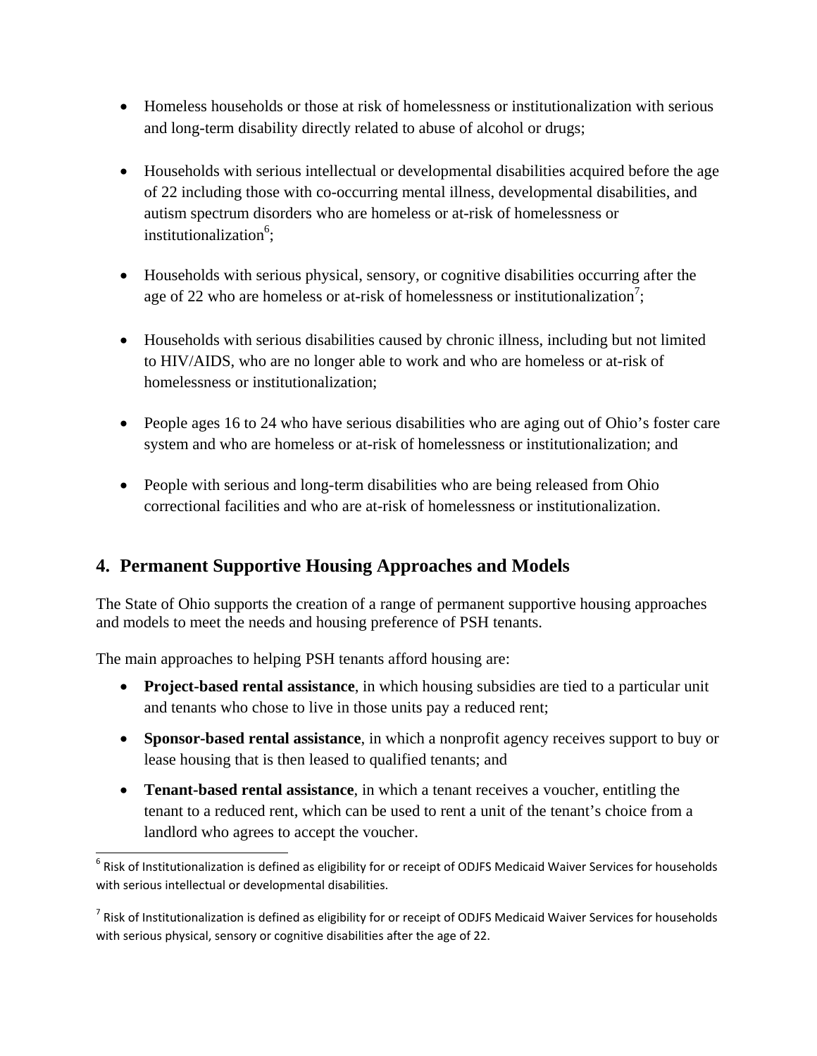- Homeless households or those at risk of homelessness or institutionalization with serious and long-term disability directly related to abuse of alcohol or drugs;
- Households with serious intellectual or developmental disabilities acquired before the age of 22 including those with co-occurring mental illness, developmental disabilities, and autism spectrum disorders who are homeless or at-risk of homelessness or institutionalization[6];
- Households with serious physical, sensory, or cognitive disabilities occurring after the age of 22 who are homeless or at-risk of homelessness or institutionalization[7];
- Households with serious disabilities caused by chronic illness, including but not limited to HIV/AIDS, who are no longer able to work and who are homeless or at-risk of homelessness or institutionalization;
- People ages 16 to 24 who have serious disabilities who are aging out of Ohio's foster care system and who are homeless or at-risk of homelessness or institutionalization; and
- People with serious and long-term disabilities who are being released from Ohio correctional facilities and who are at-risk of homelessness or institutionalization.

## 4. Permanent Supportive Housing Approaches and Models

The State of Ohio supports the creation of a range of permanent supportive housing approaches and models to meet the needs and housing preference of PSH tenants.

The main approaches to helping PSH tenants afford housing are:

- **Project-based rental assistance**, in which housing subsidies are tied to a particular unit and tenants who chose to live in those units pay a reduced rent;
- **Sponsor-based rental assistance**, in which a nonprofit agency receives support to buy or lease housing that is then leased to qualified tenants; and
- **Tenant-based rental assistance**, in which a tenant receives a voucher, entitling the tenant to a reduced rent, which can be used to rent a unit of the tenant's choice from a landlord who agrees to accept the voucher.

[6] Risk of Institutionalization is defined as eligibility for or receipt of ODJFS Medicaid Waiver Services for households with serious intellectual or developmental disabilities.

[7] Risk of Institutionalization is defined as eligibility for or receipt of ODJFS Medicaid Waiver Services for households with serious physical, sensory or cognitive disabilities after the age of 22.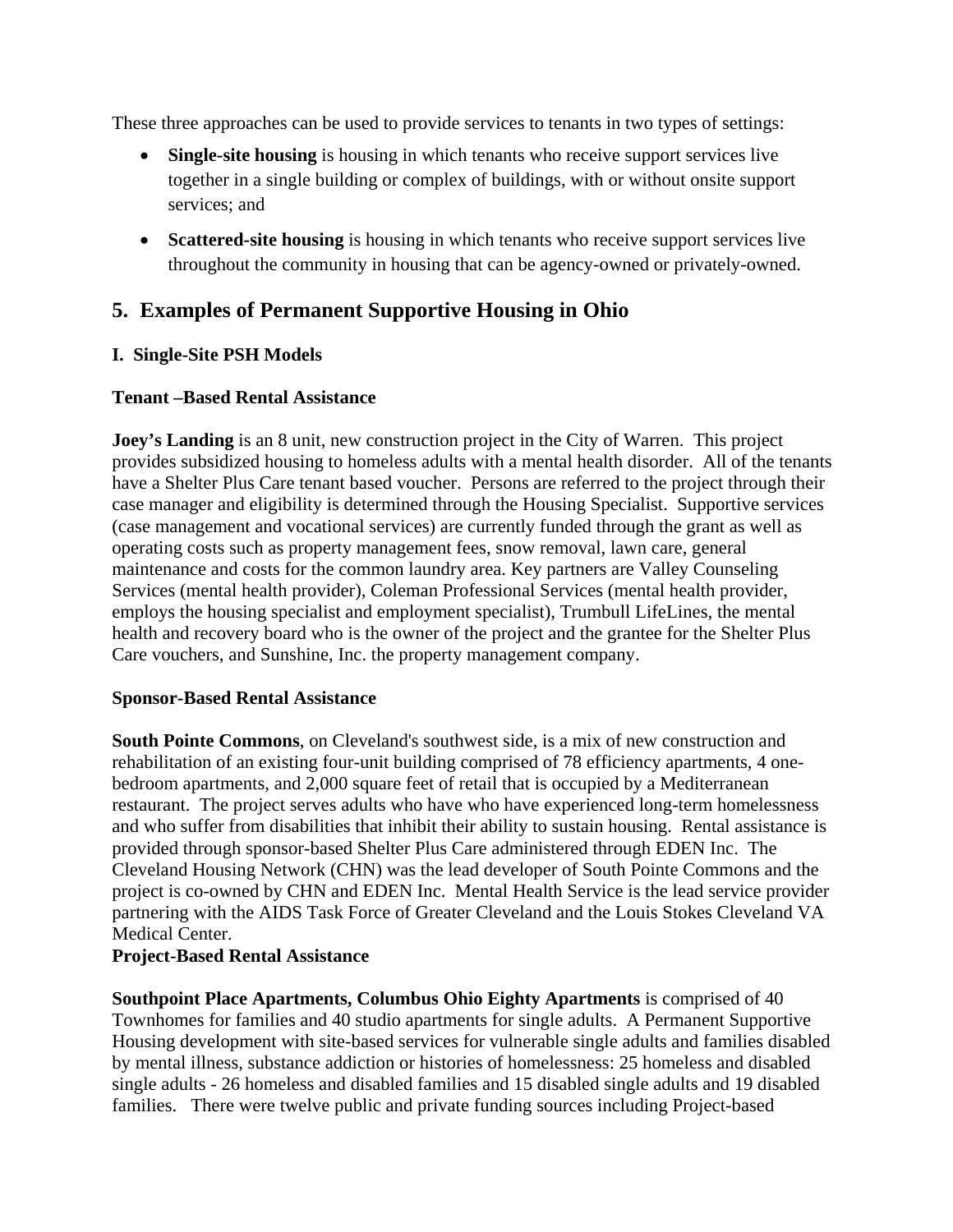These three approaches can be used to provide services to tenants in two types of settings:

- **Single-site housing** is housing in which tenants who receive support services live together in a single building or complex of buildings, with or without onsite support services; and
- **Scattered-site housing** is housing in which tenants who receive support services live throughout the community in housing that can be agency-owned or privately-owned.

## 5. Examples of Permanent Supportive Housing in Ohio

### I. Single-Site PSH Models

**Tenant –Based Rental Assistance**

**Joey's Landing** is an 8 unit, new construction project in the City of Warren. This project provides subsidized housing to homeless adults with a mental health disorder. All of the tenants have a Shelter Plus Care tenant based voucher. Persons are referred to the project through their case manager and eligibility is determined through the Housing Specialist. Supportive services (case management and vocational services) are currently funded through the grant as well as operating costs such as property management fees, snow removal, lawn care, general maintenance and costs for the common laundry area. Key partners are Valley Counseling Services (mental health provider), Coleman Professional Services (mental health provider, employs the housing specialist and employment specialist), Trumbull LifeLines, the mental health and recovery board who is the owner of the project and the grantee for the Shelter Plus Care vouchers, and Sunshine, Inc. the property management company.

**Sponsor-Based Rental Assistance**

**South Pointe Commons**, on Cleveland's southwest side, is a mix of new construction and rehabilitation of an existing four-unit building comprised of 78 efficiency apartments, 4 one-bedroom apartments, and 2,000 square feet of retail that is occupied by a Mediterranean restaurant. The project serves adults who have who have experienced long-term homelessness and who suffer from disabilities that inhibit their ability to sustain housing. Rental assistance is provided through sponsor-based Shelter Plus Care administered through EDEN Inc. The Cleveland Housing Network (CHN) was the lead developer of South Pointe Commons and the project is co-owned by CHN and EDEN Inc. Mental Health Service is the lead service provider partnering with the AIDS Task Force of Greater Cleveland and the Louis Stokes Cleveland VA Medical Center.

**Project-Based Rental Assistance**

**Southpoint Place Apartments, Columbus Ohio Eighty Apartments** is comprised of 40 Townhomes for families and 40 studio apartments for single adults. A Permanent Supportive Housing development with site-based services for vulnerable single adults and families disabled by mental illness, substance addiction or histories of homelessness: 25 homeless and disabled single adults - 26 homeless and disabled families and 15 disabled single adults and 19 disabled families. There were twelve public and private funding sources including Project-based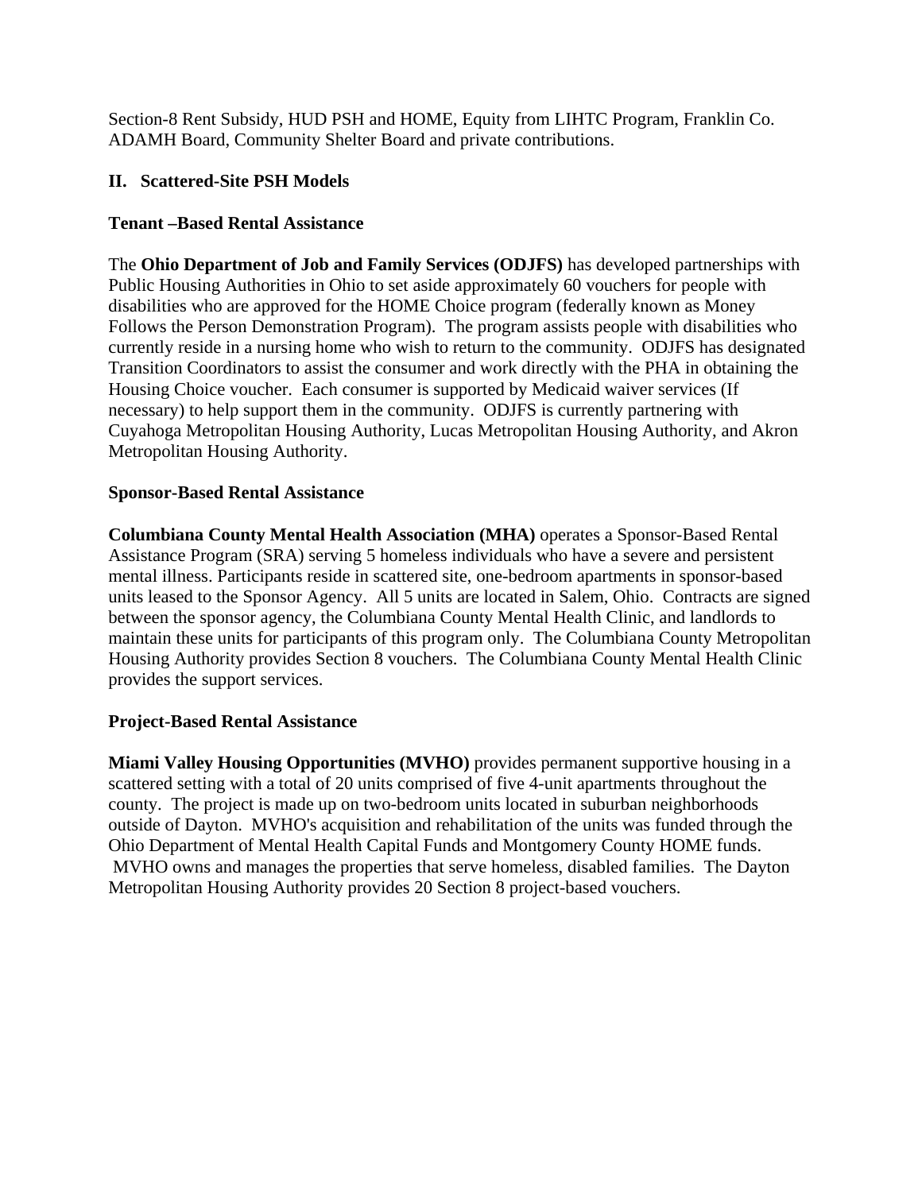Section-8 Rent Subsidy, HUD PSH and HOME, Equity from LIHTC Program, Franklin Co. ADAMH Board, Community Shelter Board and private contributions.

## II. Scattered-Site PSH Models

### Tenant –Based Rental Assistance

The **Ohio Department of Job and Family Services (ODJFS)** has developed partnerships with Public Housing Authorities in Ohio to set aside approximately 60 vouchers for people with disabilities who are approved for the HOME Choice program (federally known as Money Follows the Person Demonstration Program). The program assists people with disabilities who currently reside in a nursing home who wish to return to the community. ODJFS has designated Transition Coordinators to assist the consumer and work directly with the PHA in obtaining the Housing Choice voucher. Each consumer is supported by Medicaid waiver services (If necessary) to help support them in the community. ODJFS is currently partnering with Cuyahoga Metropolitan Housing Authority, Lucas Metropolitan Housing Authority, and Akron Metropolitan Housing Authority.

### Sponsor-Based Rental Assistance

**Columbiana County Mental Health Association (MHA)** operates a Sponsor-Based Rental Assistance Program (SRA) serving 5 homeless individuals who have a severe and persistent mental illness. Participants reside in scattered site, one-bedroom apartments in sponsor-based units leased to the Sponsor Agency. All 5 units are located in Salem, Ohio. Contracts are signed between the sponsor agency, the Columbiana County Mental Health Clinic, and landlords to maintain these units for participants of this program only. The Columbiana County Metropolitan Housing Authority provides Section 8 vouchers. The Columbiana County Mental Health Clinic provides the support services.

### Project-Based Rental Assistance

**Miami Valley Housing Opportunities (MVHO)** provides permanent supportive housing in a scattered setting with a total of 20 units comprised of five 4-unit apartments throughout the county. The project is made up on two-bedroom units located in suburban neighborhoods outside of Dayton. MVHO's acquisition and rehabilitation of the units was funded through the Ohio Department of Mental Health Capital Funds and Montgomery County HOME funds. MVHO owns and manages the properties that serve homeless, disabled families. The Dayton Metropolitan Housing Authority provides 20 Section 8 project-based vouchers.